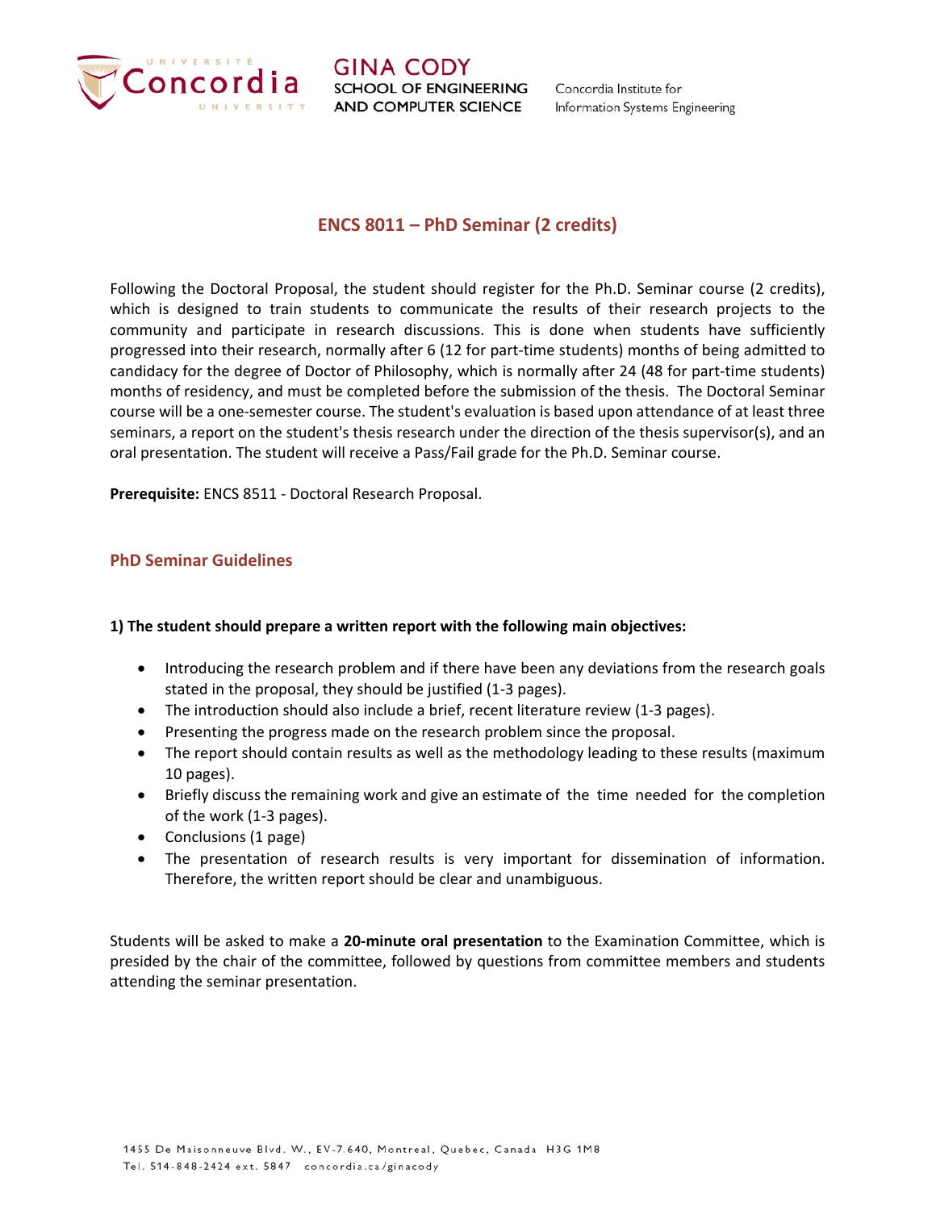# ENCS 8011 – PhD Seminar (2 credits)

Following the Doctoral Proposal, the student should register for the Ph.D. Seminar course (2 credits), which is designed to train students to communicate the results of their research projects to the community and participate in research discussions. This is done when students have sufficiently progressed into their research, normally after 6 (12 for part-time students) months of being admitted to candidacy for the degree of Doctor of Philosophy, which is normally after 24 (48 for part-time students) months of residency, and must be completed before the submission of the thesis. The Doctoral Seminar course will be a one-semester course. The student's evaluation is based upon attendance of at least three seminars, a report on the student's thesis research under the direction of the thesis supervisor(s), and an oral presentation. The student will receive a Pass/Fail grade for the Ph.D. Seminar course.

**Prerequisite:** ENCS 8511 - Doctoral Research Proposal.

## PhD Seminar Guidelines

**1) The student should prepare a written report with the following main objectives:**

- Introducing the research problem and if there have been any deviations from the research goals stated in the proposal, they should be justified (1-3 pages).
- The introduction should also include a brief, recent literature review (1-3 pages).
- Presenting the progress made on the research problem since the proposal.
- The report should contain results as well as the methodology leading to these results (maximum 10 pages).
- Briefly discuss the remaining work and give an estimate of the time needed for the completion of the work (1-3 pages).
- Conclusions (1 page)
- The presentation of research results is very important for dissemination of information. Therefore, the written report should be clear and unambiguous.

Students will be asked to make a **20-minute oral presentation** to the Examination Committee, which is presided by the chair of the committee, followed by questions from committee members and students attending the seminar presentation.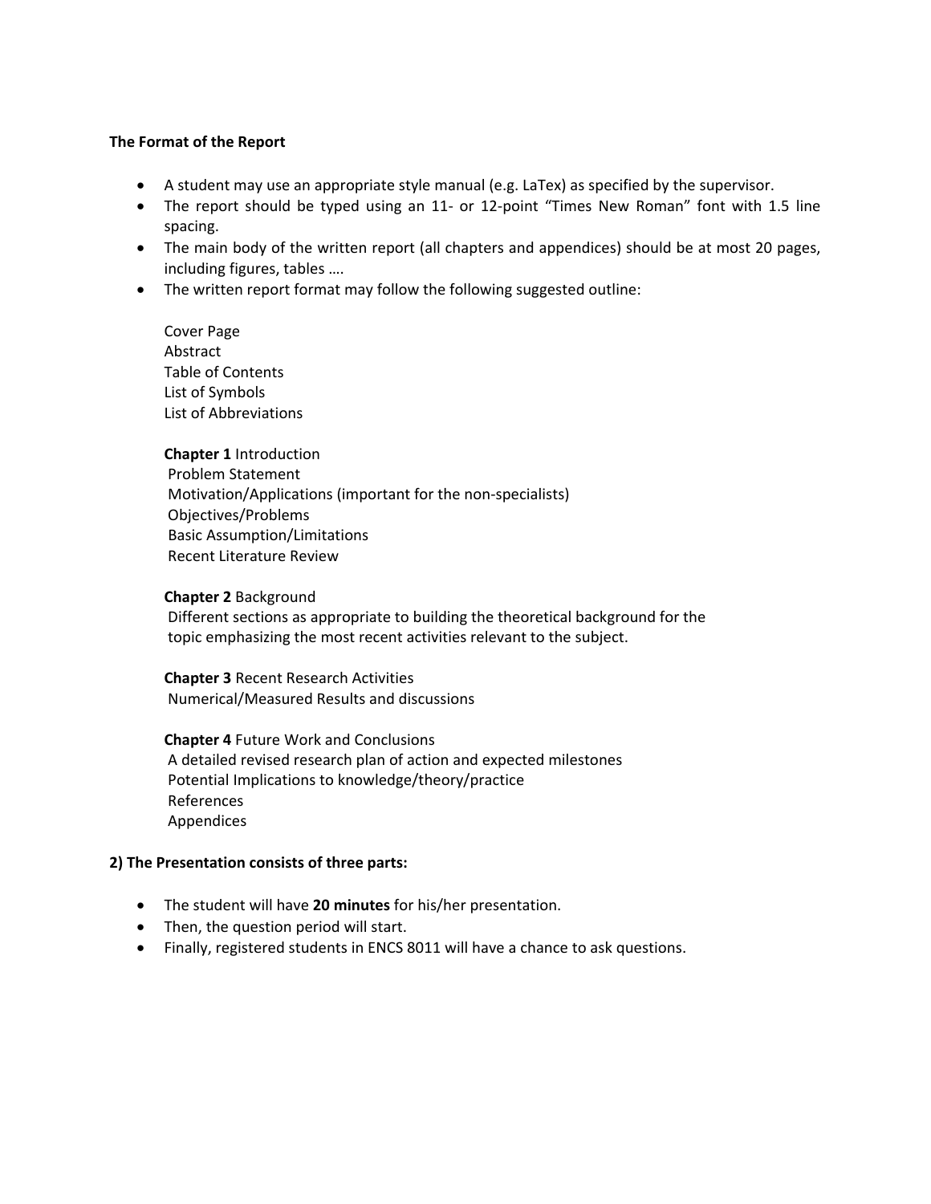**The Format of the Report**

- A student may use an appropriate style manual (e.g. LaTex) as specified by the supervisor.
- The report should be typed using an 11- or 12-point "Times New Roman" font with 1.5 line spacing.
- The main body of the written report (all chapters and appendices) should be at most 20 pages, including figures, tables ….
- The written report format may follow the following suggested outline:

  Cover Page
  Abstract
  Table of Contents
  List of Symbols
  List of Abbreviations

  **Chapter 1** Introduction
  Problem Statement
  Motivation/Applications (important for the non-specialists)
  Objectives/Problems
  Basic Assumption/Limitations
  Recent Literature Review

  **Chapter 2** Background
  Different sections as appropriate to building the theoretical background for the topic emphasizing the most recent activities relevant to the subject.

  **Chapter 3** Recent Research Activities
  Numerical/Measured Results and discussions

  **Chapter 4** Future Work and Conclusions
  A detailed revised research plan of action and expected milestones
  Potential Implications to knowledge/theory/practice
  References
  Appendices

**2) The Presentation consists of three parts:**

- The student will have **20 minutes** for his/her presentation.
- Then, the question period will start.
- Finally, registered students in ENCS 8011 will have a chance to ask questions.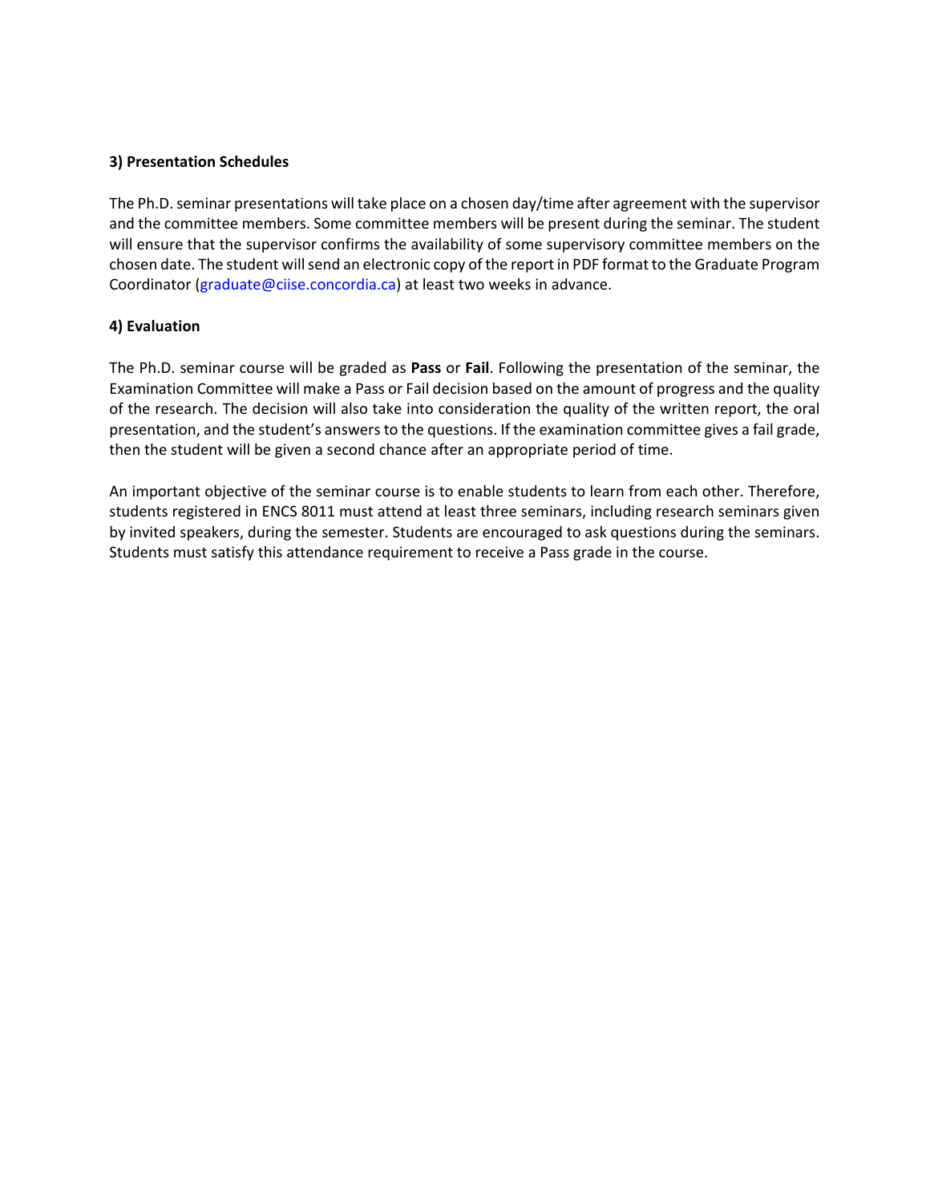### 3) Presentation Schedules

The Ph.D. seminar presentations will take place on a chosen day/time after agreement with the supervisor and the committee members. Some committee members will be present during the seminar. The student will ensure that the supervisor confirms the availability of some supervisory committee members on the chosen date. The student will send an electronic copy of the report in PDF format to the Graduate Program Coordinator (graduate@ciise.concordia.ca) at least two weeks in advance.

### 4) Evaluation

The Ph.D. seminar course will be graded as **Pass** or **Fail**. Following the presentation of the seminar, the Examination Committee will make a Pass or Fail decision based on the amount of progress and the quality of the research. The decision will also take into consideration the quality of the written report, the oral presentation, and the student's answers to the questions. If the examination committee gives a fail grade, then the student will be given a second chance after an appropriate period of time.

An important objective of the seminar course is to enable students to learn from each other. Therefore, students registered in ENCS 8011 must attend at least three seminars, including research seminars given by invited speakers, during the semester. Students are encouraged to ask questions during the seminars. Students must satisfy this attendance requirement to receive a Pass grade in the course.